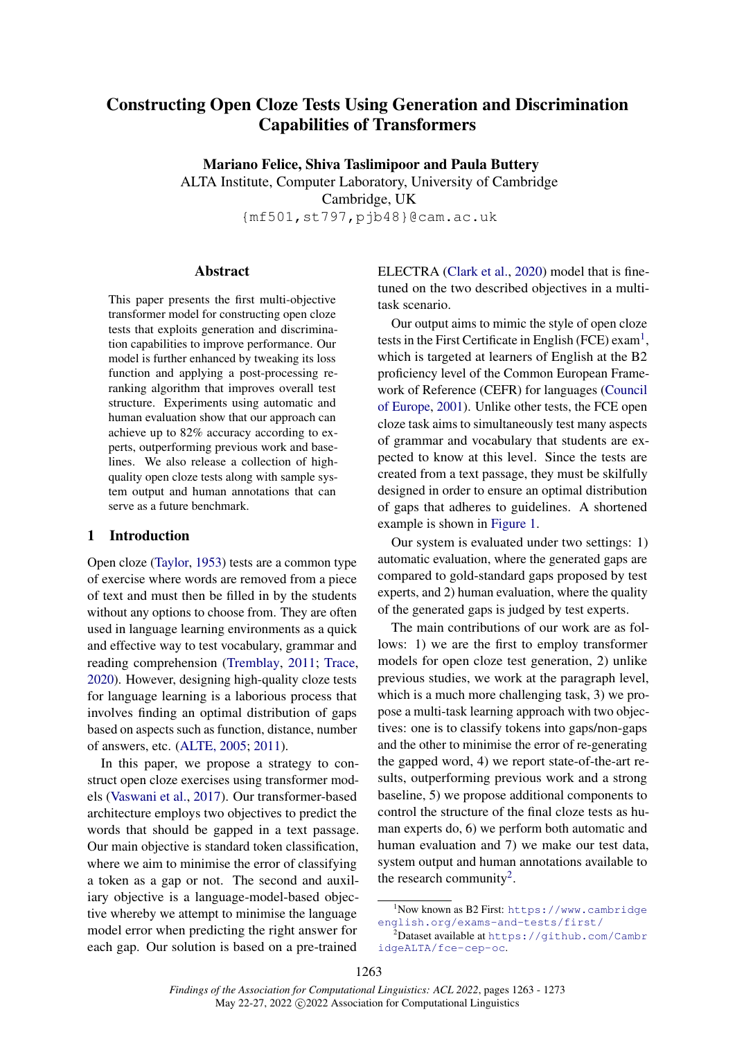# Constructing Open Cloze Tests Using Generation and Discrimination Capabilities of Transformers

**Mariano Felice, Shiva Taslimipoor and Paula Buttery**
ALTA Institute, Computer Laboratory, University of Cambridge
Cambridge, UK
`{mf501,st797,pjb48}@cam.ac.uk`

## Abstract

This paper presents the first multi-objective transformer model for constructing open cloze tests that exploits generation and discrimination capabilities to improve performance. Our model is further enhanced by tweaking its loss function and applying a post-processing reranking algorithm that improves overall test structure. Experiments using automatic and human evaluation show that our approach can achieve up to 82% accuracy according to experts, outperforming previous work and baselines. We also release a collection of high-quality open cloze tests along with sample system output and human annotations that can serve as a future benchmark.

## 1 Introduction

Open cloze (Taylor, 1953) tests are a common type of exercise where words are removed from a piece of text and must then be filled in by the students without any options to choose from. They are often used in language learning environments as a quick and effective way to test vocabulary, grammar and reading comprehension (Tremblay, 2011; Trace, 2020). However, designing high-quality cloze tests for language learning is a laborious process that involves finding an optimal distribution of gaps based on aspects such as function, distance, number of answers, etc. (ALTE, 2005; 2011).

In this paper, we propose a strategy to construct open cloze exercises using transformer models (Vaswani et al., 2017). Our transformer-based architecture employs two objectives to predict the words that should be gapped in a text passage. Our main objective is standard token classification, where we aim to minimise the error of classifying a token as a gap or not. The second and auxiliary objective is a language-model-based objective whereby we attempt to minimise the language model error when predicting the right answer for each gap. Our solution is based on a pre-trained ELECTRA (Clark et al., 2020) model that is fine-tuned on the two described objectives in a multi-task scenario.

Our output aims to mimic the style of open cloze tests in the First Certificate in English (FCE) exam[1], which is targeted at learners of English at the B2 proficiency level of the Common European Framework of Reference (CEFR) for languages (Council of Europe, 2001). Unlike other tests, the FCE open cloze task aims to simultaneously test many aspects of grammar and vocabulary that students are expected to know at this level. Since the tests are created from a text passage, they must be skilfully designed in order to ensure an optimal distribution of gaps that adheres to guidelines. A shortened example is shown in Figure 1.

Our system is evaluated under two settings: 1) automatic evaluation, where the generated gaps are compared to gold-standard gaps proposed by test experts, and 2) human evaluation, where the quality of the generated gaps is judged by test experts.

The main contributions of our work are as follows: 1) we are the first to employ transformer models for open cloze test generation, 2) unlike previous studies, we work at the paragraph level, which is a much more challenging task, 3) we propose a multi-task learning approach with two objectives: one is to classify tokens into gaps/non-gaps and the other to minimise the error of re-generating the gapped word, 4) we report state-of-the-art results, outperforming previous work and a strong baseline, 5) we propose additional components to control the structure of the final cloze tests as human experts do, 6) we perform both automatic and human evaluation and 7) we make our test data, system output and human annotations available to the research community[2].

---

[1] Now known as B2 First: `https://www.cambridgeenglish.org/exams-and-tests/first/`

[2] Dataset available at `https://github.com/CambridgeALTA/fce-cep-oc`.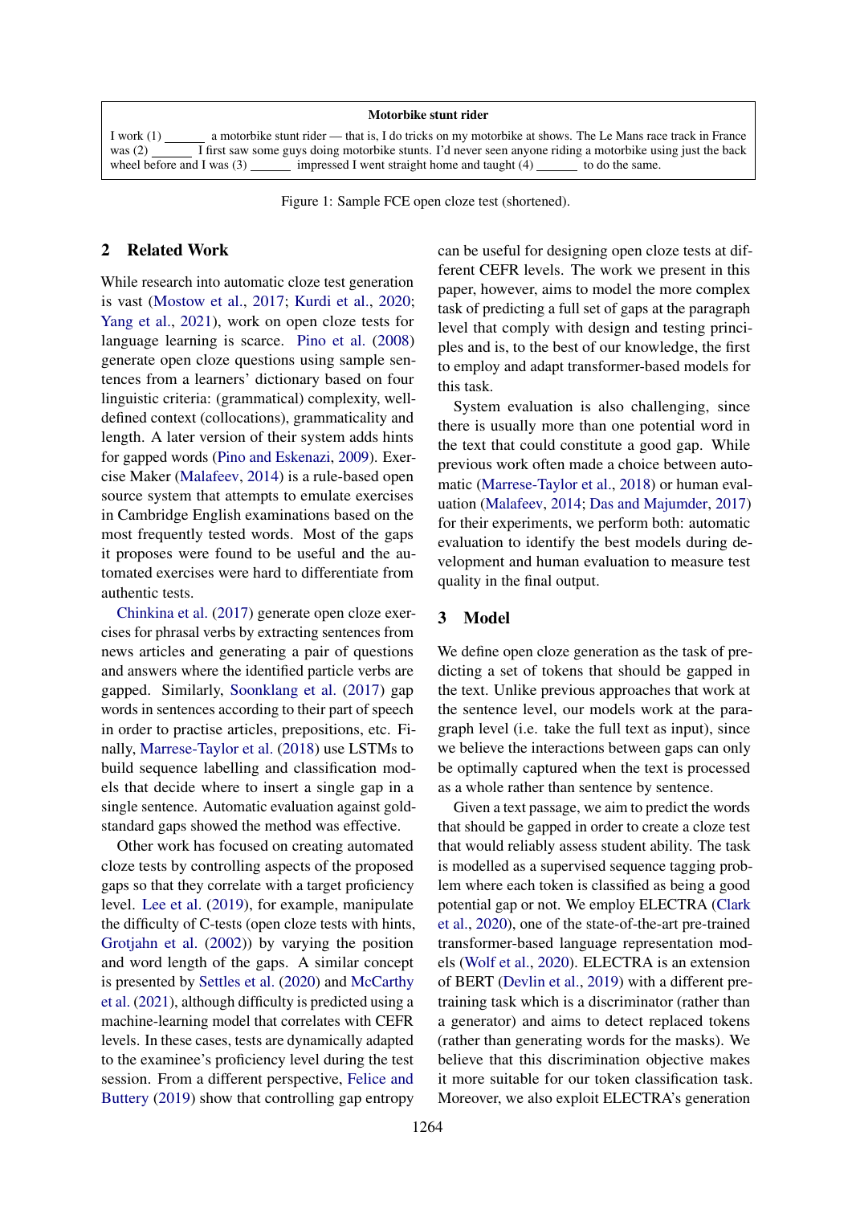**Motorbike stunt rider**

I work (1) ______ a motorbike stunt rider — that is, I do tricks on my motorbike at shows. The Le Mans race track in France was (2) ______ I first saw some guys doing motorbike stunts. I'd never seen anyone riding a motorbike using just the back wheel before and I was (3) ______ impressed I went straight home and taught (4) ______ to do the same.

Figure 1: Sample FCE open cloze test (shortened).

## 2 Related Work

While research into automatic cloze test generation is vast (Mostow et al., 2017; Kurdi et al., 2020; Yang et al., 2021), work on open cloze tests for language learning is scarce. Pino et al. (2008) generate open cloze questions using sample sentences from a learners' dictionary based on four linguistic criteria: (grammatical) complexity, well-defined context (collocations), grammaticality and length. A later version of their system adds hints for gapped words (Pino and Eskenazi, 2009). Exercise Maker (Malafeev, 2014) is a rule-based open source system that attempts to emulate exercises in Cambridge English examinations based on the most frequently tested words. Most of the gaps it proposes were found to be useful and the automated exercises were hard to differentiate from authentic tests.

Chinkina et al. (2017) generate open cloze exercises for phrasal verbs by extracting sentences from news articles and generating a pair of questions and answers where the identified particle verbs are gapped. Similarly, Soonklang et al. (2017) gap words in sentences according to their part of speech in order to practise articles, prepositions, etc. Finally, Marrese-Taylor et al. (2018) use LSTMs to build sequence labelling and classification models that decide where to insert a single gap in a single sentence. Automatic evaluation against gold-standard gaps showed the method was effective.

Other work has focused on creating automated cloze tests by controlling aspects of the proposed gaps so that they correlate with a target proficiency level. Lee et al. (2019), for example, manipulate the difficulty of C-tests (open cloze tests with hints, Grotjahn et al. (2002)) by varying the position and word length of the gaps. A similar concept is presented by Settles et al. (2020) and McCarthy et al. (2021), although difficulty is predicted using a machine-learning model that correlates with CEFR levels. In these cases, tests are dynamically adapted to the examinee's proficiency level during the test session. From a different perspective, Felice and Buttery (2019) show that controlling gap entropy can be useful for designing open cloze tests at different CEFR levels. The work we present in this paper, however, aims to model the more complex task of predicting a full set of gaps at the paragraph level that comply with design and testing principles and is, to the best of our knowledge, the first to employ and adapt transformer-based models for this task.

System evaluation is also challenging, since there is usually more than one potential word in the text that could constitute a good gap. While previous work often made a choice between automatic (Marrese-Taylor et al., 2018) or human evaluation (Malafeev, 2014; Das and Majumder, 2017) for their experiments, we perform both: automatic evaluation to identify the best models during development and human evaluation to measure test quality in the final output.

## 3 Model

We define open cloze generation as the task of predicting a set of tokens that should be gapped in the text. Unlike previous approaches that work at the sentence level, our models work at the paragraph level (i.e. take the full text as input), since we believe the interactions between gaps can only be optimally captured when the text is processed as a whole rather than sentence by sentence.

Given a text passage, we aim to predict the words that should be gapped in order to create a cloze test that would reliably assess student ability. The task is modelled as a supervised sequence tagging problem where each token is classified as being a good potential gap or not. We employ ELECTRA (Clark et al., 2020), one of the state-of-the-art pre-trained transformer-based language representation models (Wolf et al., 2020). ELECTRA is an extension of BERT (Devlin et al., 2019) with a different pre-training task which is a discriminator (rather than a generator) and aims to detect replaced tokens (rather than generating words for the masks). We believe that this discrimination objective makes it more suitable for our token classification task. Moreover, we also exploit ELECTRA's generation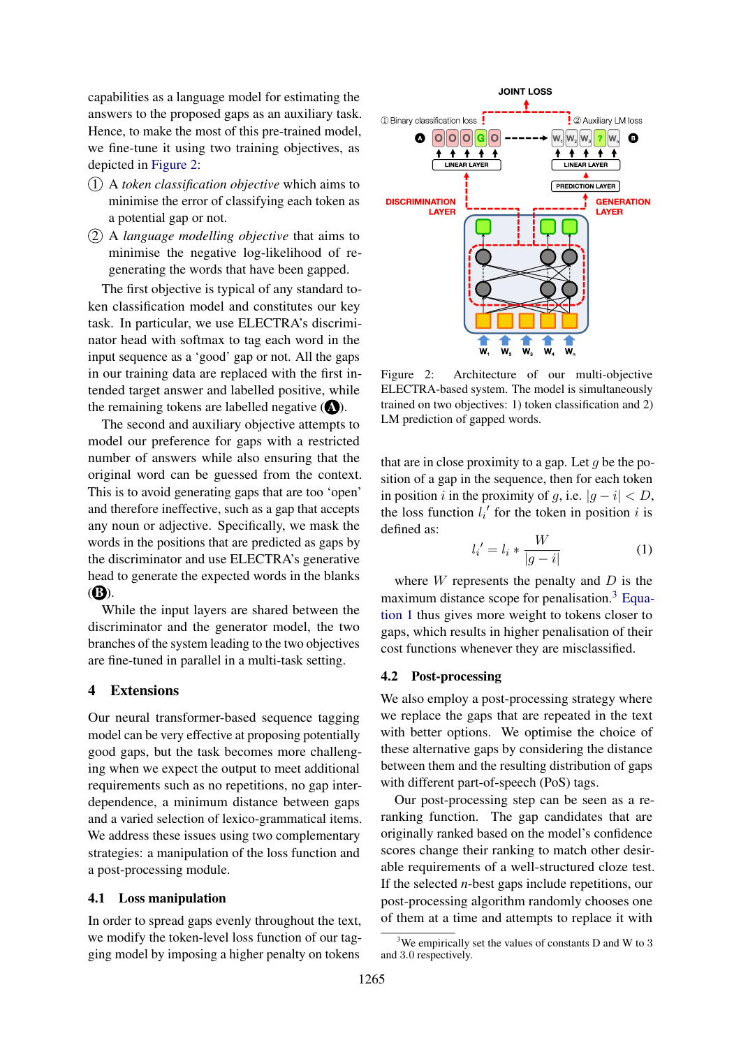capabilities as a language model for estimating the answers to the proposed gaps as an auxiliary task. Hence, to make the most of this pre-trained model, we fine-tune it using two training objectives, as depicted in Figure 2:

① A *token classification objective* which aims to minimise the error of classifying each token as a potential gap or not.

② A *language modelling objective* that aims to minimise the negative log-likelihood of re-generating the words that have been gapped.

The first objective is typical of any standard token classification model and constitutes our key task. In particular, we use ELECTRA's discriminator head with softmax to tag each word in the input sequence as a 'good' gap or not. All the gaps in our training data are replaced with the first intended target answer and labelled positive, while the remaining tokens are labelled negative (**A**).

The second and auxiliary objective attempts to model our preference for gaps with a restricted number of answers while also ensuring that the original word can be guessed from the context. This is to avoid generating gaps that are too 'open' and therefore ineffective, such as a gap that accepts any noun or adjective. Specifically, we mask the words in the positions that are predicted as gaps by the discriminator and use ELECTRA's generative head to generate the expected words in the blanks (**B**).

While the input layers are shared between the discriminator and the generator model, the two branches of the system leading to the two objectives are fine-tuned in parallel in a multi-task setting.

Figure 2: Architecture of our multi-objective ELECTRA-based system. The model is simultaneously trained on two objectives: 1) token classification and 2) LM prediction of gapped words.

## 4 Extensions

Our neural transformer-based sequence tagging model can be very effective at proposing potentially good gaps, but the task becomes more challenging when we expect the output to meet additional requirements such as no repetitions, no gap interdependence, a minimum distance between gaps and a varied selection of lexico-grammatical items. We address these issues using two complementary strategies: a manipulation of the loss function and a post-processing module.

### 4.1 Loss manipulation

In order to spread gaps evenly throughout the text, we modify the token-level loss function of our tagging model by imposing a higher penalty on tokens that are in close proximity to a gap. Let $g$ be the position of a gap in the sequence, then for each token in position $i$ in the proximity of $g$, i.e. $|g - i| < D$, the loss function $l_i'$ for the token in position $i$ is defined as:

$$l_i' = l_i * \frac{W}{|g - i|} \tag{1}$$

where $W$ represents the penalty and $D$ is the maximum distance scope for penalisation.[3] Equation 1 thus gives more weight to tokens closer to gaps, which results in higher penalisation of their cost functions whenever they are misclassified.

### 4.2 Post-processing

We also employ a post-processing strategy where we replace the gaps that are repeated in the text with better options. We optimise the choice of these alternative gaps by considering the distance between them and the resulting distribution of gaps with different part-of-speech (PoS) tags.

Our post-processing step can be seen as a re-ranking function. The gap candidates that are originally ranked based on the model's confidence scores change their ranking to match other desirable requirements of a well-structured cloze test. If the selected *n*-best gaps include repetitions, our post-processing algorithm randomly chooses one of them at a time and attempts to replace it with

[3] We empirically set the values of constants D and W to 3 and 3.0 respectively.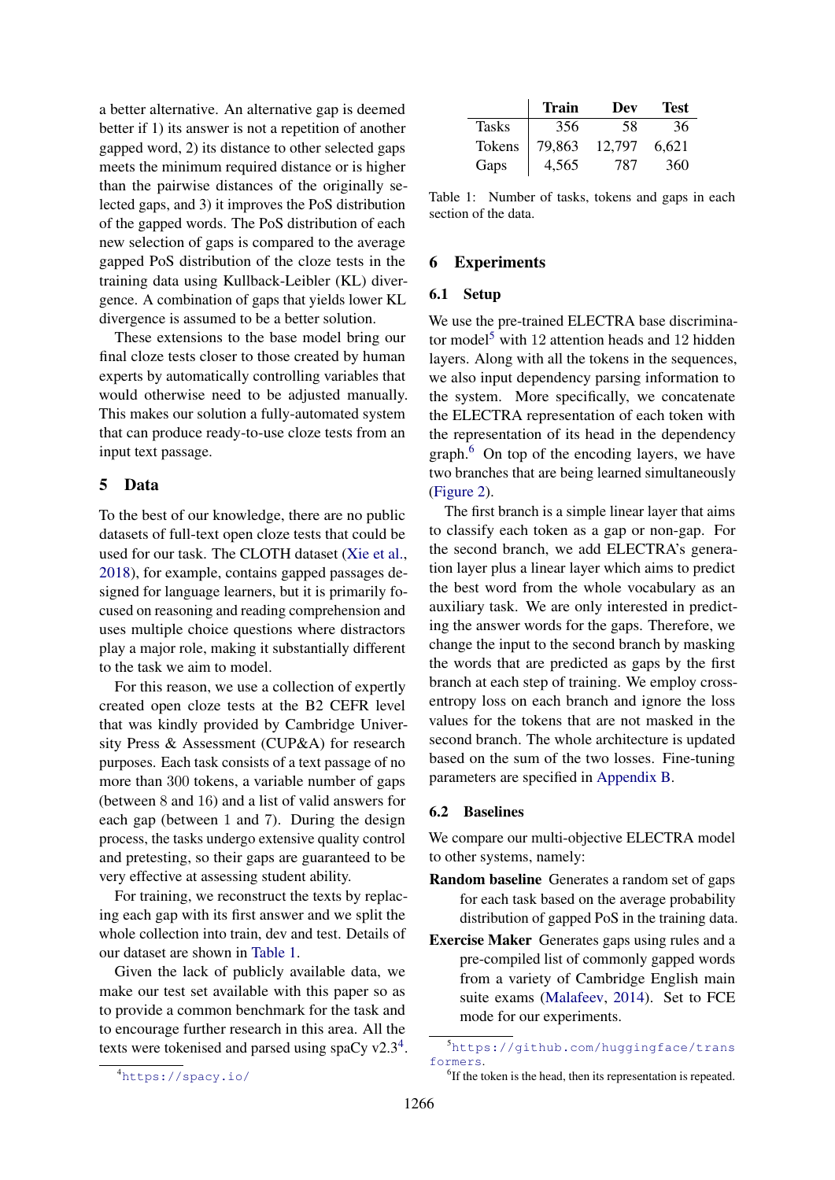a better alternative. An alternative gap is deemed better if 1) its answer is not a repetition of another gapped word, 2) its distance to other selected gaps meets the minimum required distance or is higher than the pairwise distances of the originally selected gaps, and 3) it improves the PoS distribution of the gapped words. The PoS distribution of each new selection of gaps is compared to the average gapped PoS distribution of the cloze tests in the training data using Kullback-Leibler (KL) divergence. A combination of gaps that yields lower KL divergence is assumed to be a better solution.

These extensions to the base model bring our final cloze tests closer to those created by human experts by automatically controlling variables that would otherwise need to be adjusted manually. This makes our solution a fully-automated system that can produce ready-to-use cloze tests from an input text passage.

## 5 Data

To the best of our knowledge, there are no public datasets of full-text open cloze tests that could be used for our task. The CLOTH dataset (Xie et al., 2018), for example, contains gapped passages designed for language learners, but it is primarily focused on reasoning and reading comprehension and uses multiple choice questions where distractors play a major role, making it substantially different to the task we aim to model.

For this reason, we use a collection of expertly created open cloze tests at the B2 CEFR level that was kindly provided by Cambridge University Press & Assessment (CUP&A) for research purposes. Each task consists of a text passage of no more than 300 tokens, a variable number of gaps (between 8 and 16) and a list of valid answers for each gap (between 1 and 7). During the design process, the tasks undergo extensive quality control and pretesting, so their gaps are guaranteed to be very effective at assessing student ability.

For training, we reconstruct the texts by replacing each gap with its first answer and we split the whole collection into train, dev and test. Details of our dataset are shown in Table 1.

Given the lack of publicly available data, we make our test set available with this paper so as to provide a common benchmark for the task and to encourage further research in this area. All the texts were tokenised and parsed using spaCy v2.3[4].

[4] https://spacy.io/

| | Train | Dev | Test |
|---|---|---|---|
| Tasks | 356 | 58 | 36 |
| Tokens | 79,863 | 12,797 | 6,621 |
| Gaps | 4,565 | 787 | 360 |

Table 1: Number of tasks, tokens and gaps in each section of the data.

## 6 Experiments

### 6.1 Setup

We use the pre-trained ELECTRA base discriminator model[5] with 12 attention heads and 12 hidden layers. Along with all the tokens in the sequences, we also input dependency parsing information to the system. More specifically, we concatenate the ELECTRA representation of each token with the representation of its head in the dependency graph.[6] On top of the encoding layers, we have two branches that are being learned simultaneously (Figure 2).

The first branch is a simple linear layer that aims to classify each token as a gap or non-gap. For the second branch, we add ELECTRA's generation layer plus a linear layer which aims to predict the best word from the whole vocabulary as an auxiliary task. We are only interested in predicting the answer words for the gaps. Therefore, we change the input to the second branch by masking the words that are predicted as gaps by the first branch at each step of training. We employ cross-entropy loss on each branch and ignore the loss values for the tokens that are not masked in the second branch. The whole architecture is updated based on the sum of the two losses. Fine-tuning parameters are specified in Appendix B.

### 6.2 Baselines

We compare our multi-objective ELECTRA model to other systems, namely:

**Random baseline** Generates a random set of gaps for each task based on the average probability distribution of gapped PoS in the training data.

**Exercise Maker** Generates gaps using rules and a pre-compiled list of commonly gapped words from a variety of Cambridge English main suite exams (Malafeev, 2014). Set to FCE mode for our experiments.

[5] https://github.com/huggingface/transformers.

[6] If the token is the head, then its representation is repeated.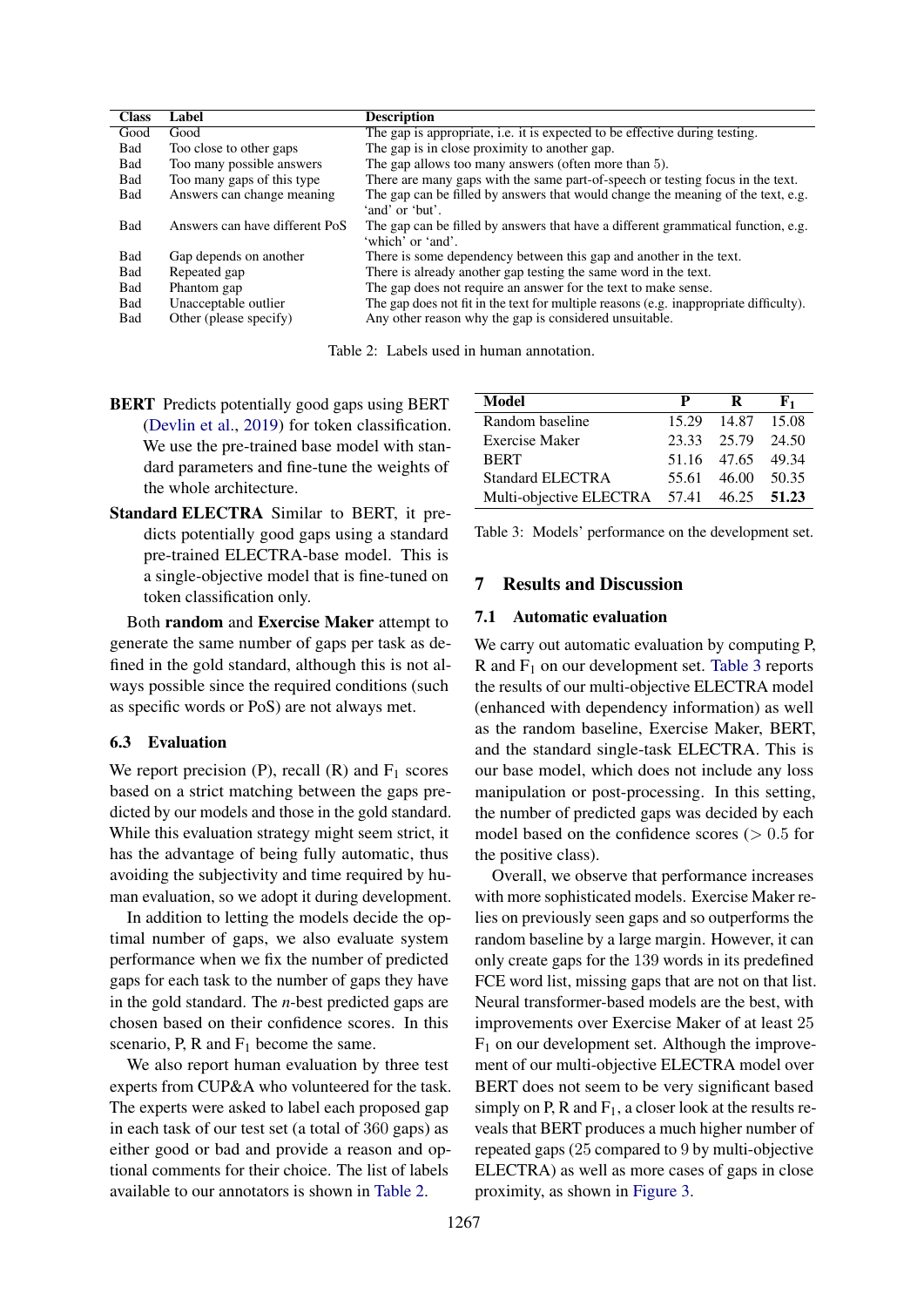| Class | Label | Description |
|---|---|---|
| Good | Good | The gap is appropriate, i.e. it is expected to be effective during testing. |
| Bad | Too close to other gaps | The gap is in close proximity to another gap. |
| Bad | Too many possible answers | The gap allows too many answers (often more than 5). |
| Bad | Too many gaps of this type | There are many gaps with the same part-of-speech or testing focus in the text. |
| Bad | Answers can change meaning | The gap can be filled by answers that would change the meaning of the text, e.g. 'and' or 'but'. |
| Bad | Answers can have different PoS | The gap can be filled by answers that have a different grammatical function, e.g. 'which' or 'and'. |
| Bad | Gap depends on another | There is some dependency between this gap and another in the text. |
| Bad | Repeated gap | There is already another gap testing the same word in the text. |
| Bad | Phantom gap | The gap does not require an answer for the text to make sense. |
| Bad | Unacceptable outlier | The gap does not fit in the text for multiple reasons (e.g. inappropriate difficulty). |
| Bad | Other (please specify) | Any other reason why the gap is considered unsuitable. |

Table 2: Labels used in human annotation.

**BERT** Predicts potentially good gaps using BERT (Devlin et al., 2019) for token classification. We use the pre-trained base model with standard parameters and fine-tune the weights of the whole architecture.

**Standard ELECTRA** Similar to BERT, it predicts potentially good gaps using a standard pre-trained ELECTRA-base model. This is a single-objective model that is fine-tuned on token classification only.

Both **random** and **Exercise Maker** attempt to generate the same number of gaps per task as defined in the gold standard, although this is not always possible since the required conditions (such as specific words or PoS) are not always met.

### 6.3 Evaluation

We report precision (P), recall (R) and $F_1$ scores based on a strict matching between the gaps predicted by our models and those in the gold standard. While this evaluation strategy might seem strict, it has the advantage of being fully automatic, thus avoiding the subjectivity and time required by human evaluation, so we adopt it during development.

In addition to letting the models decide the optimal number of gaps, we also evaluate system performance when we fix the number of predicted gaps for each task to the number of gaps they have in the gold standard. The *n*-best predicted gaps are chosen based on their confidence scores. In this scenario, P, R and $F_1$ become the same.

We also report human evaluation by three test experts from CUP&A who volunteered for the task. The experts were asked to label each proposed gap in each task of our test set (a total of 360 gaps) as either good or bad and provide a reason and optional comments for their choice. The list of labels available to our annotators is shown in Table 2.

| Model | P | R | $F_1$ |
|---|---|---|---|
| Random baseline | 15.29 | 14.87 | 15.08 |
| Exercise Maker | 23.33 | 25.79 | 24.50 |
| BERT | 51.16 | 47.65 | 49.34 |
| Standard ELECTRA | 55.61 | 46.00 | 50.35 |
| Multi-objective ELECTRA | 57.41 | 46.25 | **51.23** |

Table 3: Models' performance on the development set.

## 7 Results and Discussion

### 7.1 Automatic evaluation

We carry out automatic evaluation by computing P, R and $F_1$ on our development set. Table 3 reports the results of our multi-objective ELECTRA model (enhanced with dependency information) as well as the random baseline, Exercise Maker, BERT, and the standard single-task ELECTRA. This is our base model, which does not include any loss manipulation or post-processing. In this setting, the number of predicted gaps was decided by each model based on the confidence scores ($> 0.5$ for the positive class).

Overall, we observe that performance increases with more sophisticated models. Exercise Maker relies on previously seen gaps and so outperforms the random baseline by a large margin. However, it can only create gaps for the 139 words in its predefined FCE word list, missing gaps that are not on that list. Neural transformer-based models are the best, with improvements over Exercise Maker of at least 25 $F_1$ on our development set. Although the improvement of our multi-objective ELECTRA model over BERT does not seem to be very significant based simply on P, R and $F_1$, a closer look at the results reveals that BERT produces a much higher number of repeated gaps (25 compared to 9 by multi-objective ELECTRA) as well as more cases of gaps in close proximity, as shown in Figure 3.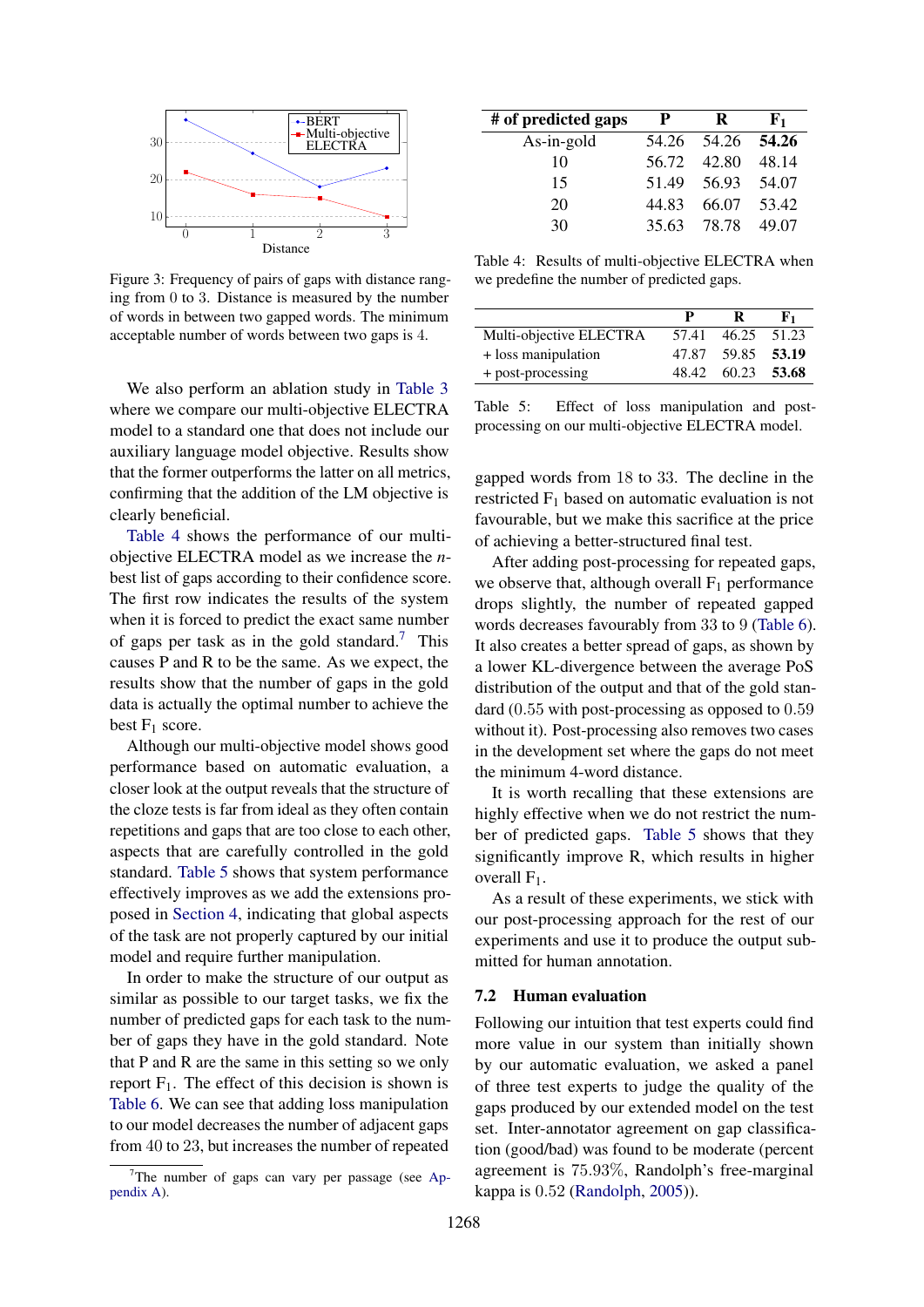Figure 3: Frequency of pairs of gaps with distance ranging from 0 to 3. Distance is measured by the number of words in between two gapped words. The minimum acceptable number of words between two gaps is 4.

We also perform an ablation study in Table 3 where we compare our multi-objective ELECTRA model to a standard one that does not include our auxiliary language model objective. Results show that the former outperforms the latter on all metrics, confirming that the addition of the LM objective is clearly beneficial.

Table 4 shows the performance of our multi-objective ELECTRA model as we increase the *n*-best list of gaps according to their confidence score. The first row indicates the results of the system when it is forced to predict the exact same number of gaps per task as in the gold standard.[7] This causes P and R to be the same. As we expect, the results show that the number of gaps in the gold data is actually the optimal number to achieve the best $F_1$ score.

Although our multi-objective model shows good performance based on automatic evaluation, a closer look at the output reveals that the structure of the cloze tests is far from ideal as they often contain repetitions and gaps that are too close to each other, aspects that are carefully controlled in the gold standard. Table 5 shows that system performance effectively improves as we add the extensions proposed in Section 4, indicating that global aspects of the task are not properly captured by our initial model and require further manipulation.

In order to make the structure of our output as similar as possible to our target tasks, we fix the number of predicted gaps for each task to the number of gaps they have in the gold standard. Note that P and R are the same in this setting so we only report $F_1$. The effect of this decision is shown is Table 6. We can see that adding loss manipulation to our model decreases the number of adjacent gaps from 40 to 23, but increases the number of repeated

[7] The number of gaps can vary per passage (see Appendix A).

| # of predicted gaps | P | R | $F_1$ |
|---|---|---|---|
| As-in-gold | 54.26 | 54.26 | **54.26** |
| 10 | 56.72 | 42.80 | 48.14 |
| 15 | 51.49 | 56.93 | 54.07 |
| 20 | 44.83 | 66.07 | 53.42 |
| 30 | 35.63 | 78.78 | 49.07 |

Table 4: Results of multi-objective ELECTRA when we predefine the number of predicted gaps.

| | P | R | $F_1$ |
|---|---|---|---|
| Multi-objective ELECTRA | 57.41 | 46.25 | 51.23 |
| + loss manipulation | 47.87 | 59.85 | **53.19** |
| + post-processing | 48.42 | 60.23 | **53.68** |

Table 5: Effect of loss manipulation and post-processing on our multi-objective ELECTRA model.

gapped words from 18 to 33. The decline in the restricted $F_1$ based on automatic evaluation is not favourable, but we make this sacrifice at the price of achieving a better-structured final test.

After adding post-processing for repeated gaps, we observe that, although overall $F_1$ performance drops slightly, the number of repeated gapped words decreases favourably from 33 to 9 (Table 6). It also creates a better spread of gaps, as shown by a lower KL-divergence between the average PoS distribution of the output and that of the gold standard (0.55 with post-processing as opposed to 0.59 without it). Post-processing also removes two cases in the development set where the gaps do not meet the minimum 4-word distance.

It is worth recalling that these extensions are highly effective when we do not restrict the number of predicted gaps. Table 5 shows that they significantly improve R, which results in higher overall $F_1$.

As a result of these experiments, we stick with our post-processing approach for the rest of our experiments and use it to produce the output submitted for human annotation.

## 7.2 Human evaluation

Following our intuition that test experts could find more value in our system than initially shown by our automatic evaluation, we asked a panel of three test experts to judge the quality of the gaps produced by our extended model on the test set. Inter-annotator agreement on gap classification (good/bad) was found to be moderate (percent agreement is 75.93%, Randolph's free-marginal kappa is 0.52 (Randolph, 2005)).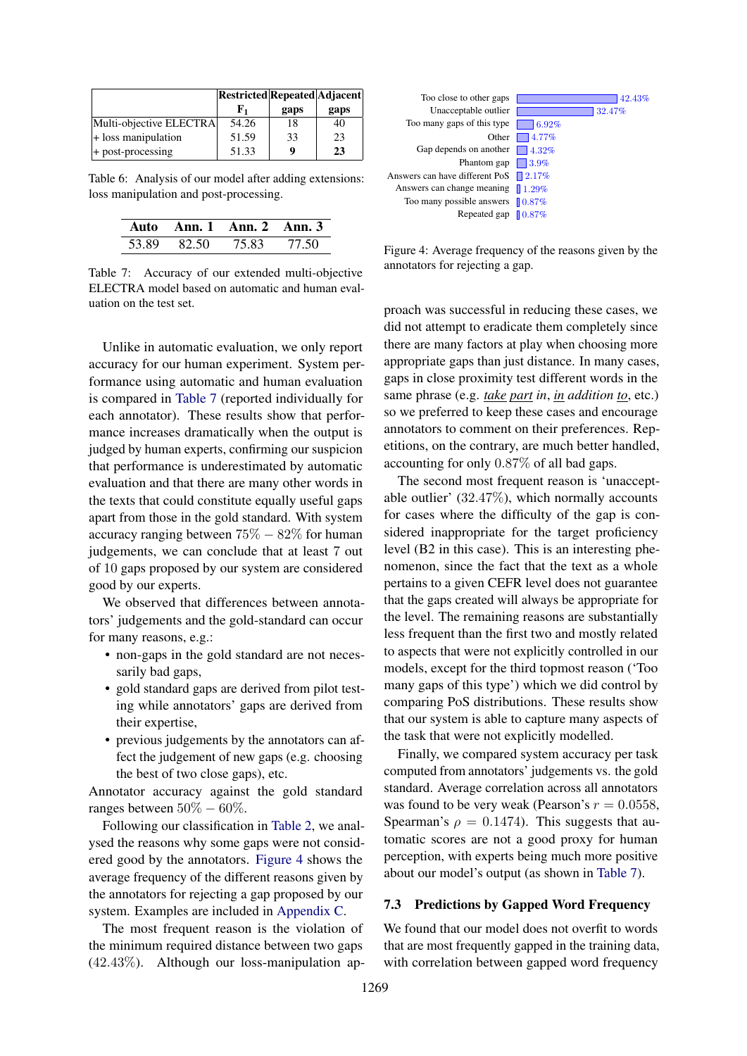| | Restricted $F_1$ | Repeated gaps | Adjacent gaps |
|---|---|---|---|
| Multi-objective ELECTRA | 54.26 | 18 | 40 |
| + loss manipulation | 51.59 | 33 | 23 |
| + post-processing | 51.33 | **9** | **23** |

Table 6: Analysis of our model after adding extensions: loss manipulation and post-processing.

| Auto | Ann. 1 | Ann. 2 | Ann. 3 |
|---|---|---|---|
| 53.89 | 82.50 | 75.83 | 77.50 |

Table 7: Accuracy of our extended multi-objective ELECTRA model based on automatic and human evaluation on the test set.

Unlike in automatic evaluation, we only report accuracy for our human experiment. System performance using automatic and human evaluation is compared in Table 7 (reported individually for each annotator). These results show that performance increases dramatically when the output is judged by human experts, confirming our suspicion that performance is underestimated by automatic evaluation and that there are many other words in the texts that could constitute equally useful gaps apart from those in the gold standard. With system accuracy ranging between $75\% - 82\%$ for human judgements, we can conclude that at least 7 out of 10 gaps proposed by our system are considered good by our experts.

We observed that differences between annotators' judgements and the gold-standard can occur for many reasons, e.g.:

- non-gaps in the gold standard are not necessarily bad gaps,
- gold standard gaps are derived from pilot testing while annotators' gaps are derived from their expertise,
- previous judgements by the annotators can affect the judgement of new gaps (e.g. choosing the best of two close gaps), etc.

Annotator accuracy against the gold standard ranges between $50\% - 60\%$.

Following our classification in Table 2, we analysed the reasons why some gaps were not considered good by the annotators. Figure 4 shows the average frequency of the different reasons given by the annotators for rejecting a gap proposed by our system. Examples are included in Appendix C.

The most frequent reason is the violation of the minimum required distance between two gaps (42.43%). Although our loss-manipulation approach was successful in reducing these cases, we did not attempt to eradicate them completely since there are many factors at play when choosing more appropriate gaps than just distance. In many cases, gaps in close proximity test different words in the same phrase (e.g. _take_ _part_ _in_, _in_ _addition_ _to_, etc.) so we preferred to keep these cases and encourage annotators to comment on their preferences. Repetitions, on the contrary, are much better handled, accounting for only 0.87% of all bad gaps.

| Reason | Frequency |
|---|---|
| Too close to other gaps | 42.43% |
| Unacceptable outlier | 32.47% |
| Too many gaps of this type | 6.92% |
| Other | 4.77% |
| Gap depends on another | 4.32% |
| Phantom gap | 3.9% |
| Answers can have different PoS | 2.17% |
| Answers can change meaning | 1.29% |
| Too many possible answers | 0.87% |
| Repeated gap | 0.87% |

Figure 4: Average frequency of the reasons given by the annotators for rejecting a gap.

The second most frequent reason is 'unacceptable outlier' (32.47%), which normally accounts for cases where the difficulty of the gap is considered inappropriate for the target proficiency level (B2 in this case). This is an interesting phenomenon, since the fact that the text as a whole pertains to a given CEFR level does not guarantee that the gaps created will always be appropriate for the level. The remaining reasons are substantially less frequent than the first two and mostly related to aspects that were not explicitly controlled in our models, except for the third topmost reason ('Too many gaps of this type') which we did control by comparing PoS distributions. These results show that our system is able to capture many aspects of the task that were not explicitly modelled.

Finally, we compared system accuracy per task computed from annotators' judgements vs. the gold standard. Average correlation across all annotators was found to be very weak (Pearson's $r = 0.0558$, Spearman's $\rho = 0.1474$). This suggests that automatic scores are not a good proxy for human perception, with experts being much more positive about our model's output (as shown in Table 7).

### 7.3 Predictions by Gapped Word Frequency

We found that our model does not overfit to words that are most frequently gapped in the training data, with correlation between gapped word frequency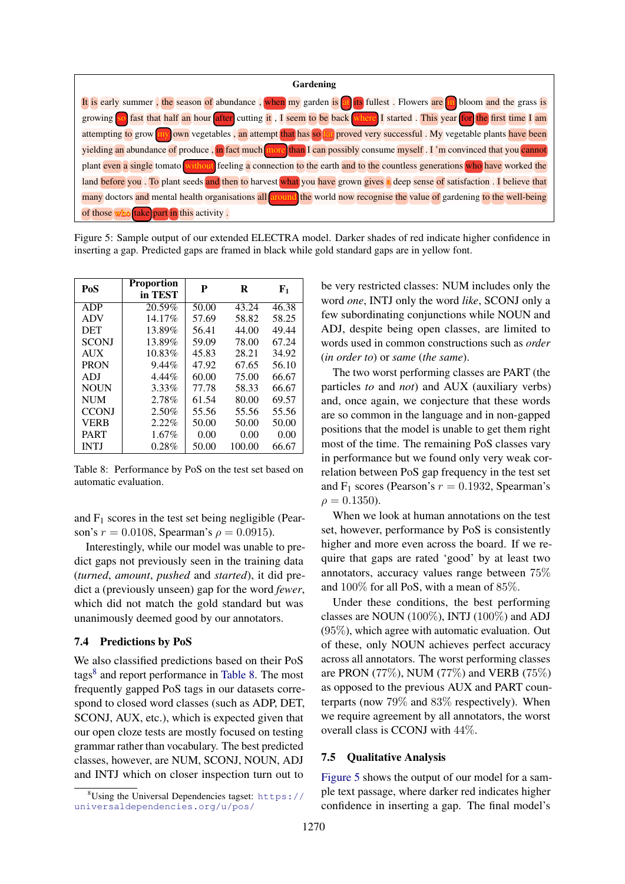**Gardening**

It is early summer , the season of abundance , when my garden is at its fullest . Flowers are in bloom and the grass is growing so fast that half an hour after cutting it , I seem to be back where I started . This year for the first time I am attempting to grow my own vegetables , an attempt that has so far proved very successful . My vegetable plants have been yielding an abundance of produce , in fact much more than I can possibly consume myself . I 'm convinced that you cannot plant even a single tomato without feeling a connection to the earth and to the countless generations who have worked the land before you . To plant seeds and then to harvest what you have grown gives a deep sense of satisfaction . I believe that many doctors and mental health organisations all around the world now recognise the value of gardening to the well-being of those who take part in this activity .

Figure 5: Sample output of our extended ELECTRA model. Darker shades of red indicate higher confidence in inserting a gap. Predicted gaps are framed in black while gold standard gaps are in yellow font.

| PoS | Proportion in TEST | P | R | $F_1$ |
|---|---|---|---|---|
| ADP | 20.59% | 50.00 | 43.24 | 46.38 |
| ADV | 14.17% | 57.69 | 58.82 | 58.25 |
| DET | 13.89% | 56.41 | 44.00 | 49.44 |
| SCONJ | 13.89% | 59.09 | 78.00 | 67.24 |
| AUX | 10.83% | 45.83 | 28.21 | 34.92 |
| PRON | 9.44% | 47.92 | 67.65 | 56.10 |
| ADJ | 4.44% | 60.00 | 75.00 | 66.67 |
| NOUN | 3.33% | 77.78 | 58.33 | 66.67 |
| NUM | 2.78% | 61.54 | 80.00 | 69.57 |
| CCONJ | 2.50% | 55.56 | 55.56 | 55.56 |
| VERB | 2.22% | 50.00 | 50.00 | 50.00 |
| PART | 1.67% | 0.00 | 0.00 | 0.00 |
| INTJ | 0.28% | 50.00 | 100.00 | 66.67 |

Table 8: Performance by PoS on the test set based on automatic evaluation.

and $F_1$ scores in the test set being negligible (Pearson's $r = 0.0108$, Spearman's $\rho = 0.0915$).

Interestingly, while our model was unable to predict gaps not previously seen in the training data (*turned*, *amount*, *pushed* and *started*), it did predict a (previously unseen) gap for the word *fewer*, which did not match the gold standard but was unanimously deemed good by our annotators.

### 7.4 Predictions by PoS

We also classified predictions based on their PoS tags[8] and report performance in Table 8. The most frequently gapped PoS tags in our datasets correspond to closed word classes (such as ADP, DET, SCONJ, AUX, etc.), which is expected given that our open cloze tests are mostly focused on testing grammar rather than vocabulary. The best predicted classes, however, are NUM, SCONJ, NOUN, ADJ and INTJ which on closer inspection turn out to be very restricted classes: NUM includes only the word *one*, INTJ only the word *like*, SCONJ only a few subordinating conjunctions while NOUN and ADJ, despite being open classes, are limited to words used in common constructions such as *order* (*in order to*) or *same* (*the same*).

The two worst performing classes are PART (the particles *to* and *not*) and AUX (auxiliary verbs) and, once again, we conjecture that these words are so common in the language and in non-gapped positions that the model is unable to get them right most of the time. The remaining PoS classes vary in performance but we found only very weak correlation between PoS gap frequency in the test set and $F_1$ scores (Pearson's $r = 0.1932$, Spearman's $\rho = 0.1350$).

When we look at human annotations on the test set, however, performance by PoS is consistently higher and more even across the board. If we require that gaps are rated 'good' by at least two annotators, accuracy values range between 75% and 100% for all PoS, with a mean of 85%.

Under these conditions, the best performing classes are NOUN (100%), INTJ (100%) and ADJ (95%), which agree with automatic evaluation. Out of these, only NOUN achieves perfect accuracy across all annotators. The worst performing classes are PRON (77%), NUM (77%) and VERB (75%) as opposed to the previous AUX and PART counterparts (now 79% and 83% respectively). When we require agreement by all annotators, the worst overall class is CCONJ with 44%.

### 7.5 Qualitative Analysis

Figure 5 shows the output of our model for a sample text passage, where darker red indicates higher confidence in inserting a gap. The final model's

[8] Using the Universal Dependencies tagset: https://universaldependencies.org/u/pos/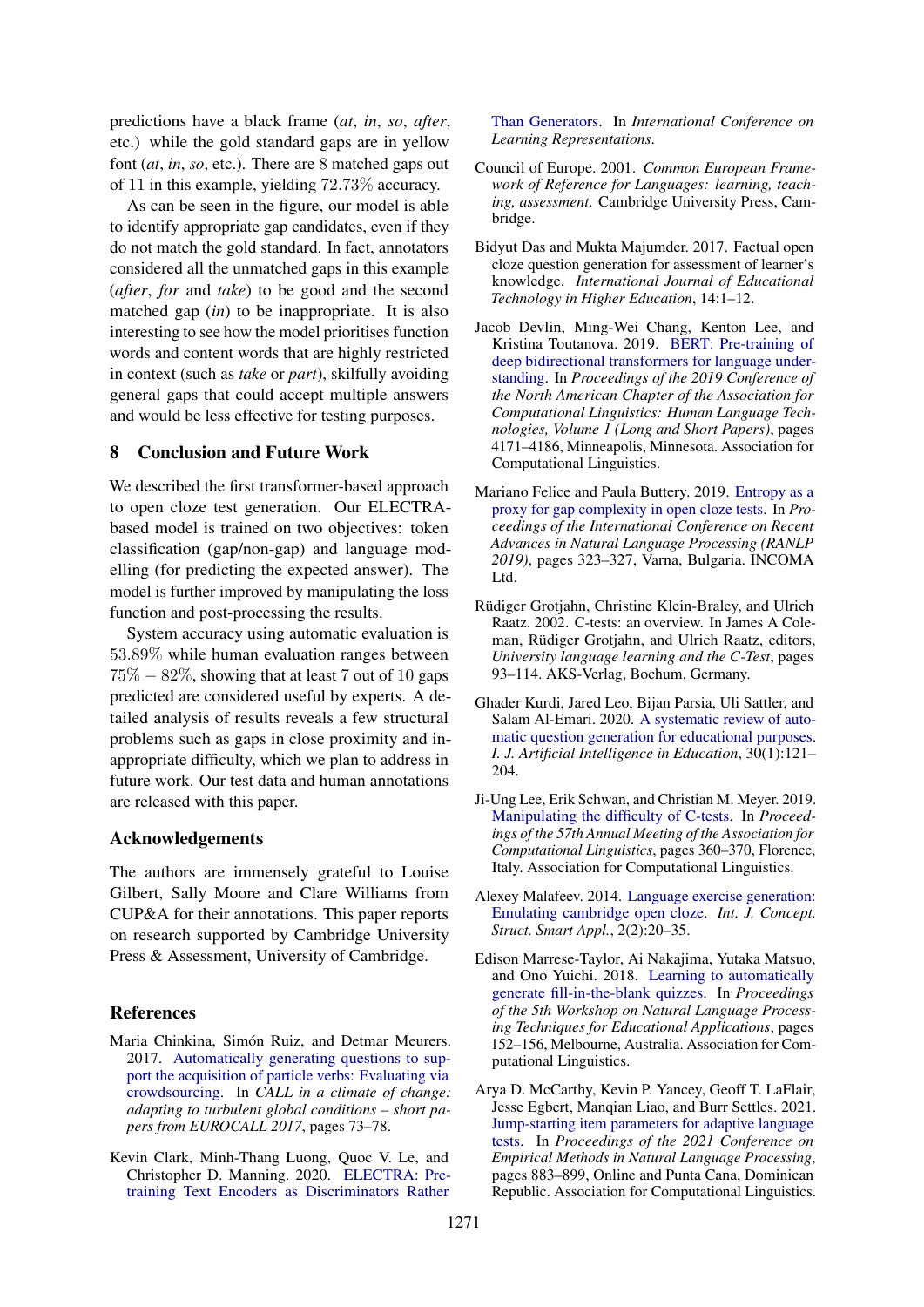predictions have a black frame (*at*, *in*, *so*, *after*, etc.) while the gold standard gaps are in yellow font (*at*, *in*, *so*, etc.). There are 8 matched gaps out of 11 in this example, yielding 72.73% accuracy.

As can be seen in the figure, our model is able to identify appropriate gap candidates, even if they do not match the gold standard. In fact, annotators considered all the unmatched gaps in this example (*after*, *for* and *take*) to be good and the second matched gap (*in*) to be inappropriate. It is also interesting to see how the model prioritises function words and content words that are highly restricted in context (such as *take* or *part*), skilfully avoiding general gaps that could accept multiple answers and would be less effective for testing purposes.

## 8 Conclusion and Future Work

We described the first transformer-based approach to open cloze test generation. Our ELECTRA-based model is trained on two objectives: token classification (gap/non-gap) and language modelling (for predicting the expected answer). The model is further improved by manipulating the loss function and post-processing the results.

System accuracy using automatic evaluation is 53.89% while human evaluation ranges between 75% − 82%, showing that at least 7 out of 10 gaps predicted are considered useful by experts. A detailed analysis of results reveals a few structural problems such as gaps in close proximity and inappropriate difficulty, which we plan to address in future work. Our test data and human annotations are released with this paper.

## Acknowledgements

The authors are immensely grateful to Louise Gilbert, Sally Moore and Clare Williams from CUP&A for their annotations. This paper reports on research supported by Cambridge University Press & Assessment, University of Cambridge.

## References

Maria Chinkina, Simón Ruiz, and Detmar Meurers. 2017. Automatically generating questions to support the acquisition of particle verbs: Evaluating via crowdsourcing. In *CALL in a climate of change: adapting to turbulent global conditions – short papers from EUROCALL 2017*, pages 73–78.

Kevin Clark, Minh-Thang Luong, Quoc V. Le, and Christopher D. Manning. 2020. ELECTRA: Pre-training Text Encoders as Discriminators Rather Than Generators. In *International Conference on Learning Representations*.

Council of Europe. 2001. *Common European Framework of Reference for Languages: learning, teaching, assessment*. Cambridge University Press, Cambridge.

Bidyut Das and Mukta Majumder. 2017. Factual open cloze question generation for assessment of learner's knowledge. *International Journal of Educational Technology in Higher Education*, 14:1–12.

Jacob Devlin, Ming-Wei Chang, Kenton Lee, and Kristina Toutanova. 2019. BERT: Pre-training of deep bidirectional transformers for language understanding. In *Proceedings of the 2019 Conference of the North American Chapter of the Association for Computational Linguistics: Human Language Technologies, Volume 1 (Long and Short Papers)*, pages 4171–4186, Minneapolis, Minnesota. Association for Computational Linguistics.

Mariano Felice and Paula Buttery. 2019. Entropy as a proxy for gap complexity in open cloze tests. In *Proceedings of the International Conference on Recent Advances in Natural Language Processing (RANLP 2019)*, pages 323–327, Varna, Bulgaria. INCOMA Ltd.

Rüdiger Grotjahn, Christine Klein-Braley, and Ulrich Raatz. 2002. C-tests: an overview. In James A Coleman, Rüdiger Grotjahn, and Ulrich Raatz, editors, *University language learning and the C-Test*, pages 93–114. AKS-Verlag, Bochum, Germany.

Ghader Kurdi, Jared Leo, Bijan Parsia, Uli Sattler, and Salam Al-Emari. 2020. A systematic review of automatic question generation for educational purposes. *I. J. Artificial Intelligence in Education*, 30(1):121–204.

Ji-Ung Lee, Erik Schwan, and Christian M. Meyer. 2019. Manipulating the difficulty of C-tests. In *Proceedings of the 57th Annual Meeting of the Association for Computational Linguistics*, pages 360–370, Florence, Italy. Association for Computational Linguistics.

Alexey Malafeev. 2014. Language exercise generation: Emulating cambridge open cloze. *Int. J. Concept. Struct. Smart Appl.*, 2(2):20–35.

Edison Marrese-Taylor, Ai Nakajima, Yutaka Matsuo, and Ono Yuichi. 2018. Learning to automatically generate fill-in-the-blank quizzes. In *Proceedings of the 5th Workshop on Natural Language Processing Techniques for Educational Applications*, pages 152–156, Melbourne, Australia. Association for Computational Linguistics.

Arya D. McCarthy, Kevin P. Yancey, Geoff T. LaFlair, Jesse Egbert, Manqian Liao, and Burr Settles. 2021. Jump-starting item parameters for adaptive language tests. In *Proceedings of the 2021 Conference on Empirical Methods in Natural Language Processing*, pages 883–899, Online and Punta Cana, Dominican Republic. Association for Computational Linguistics.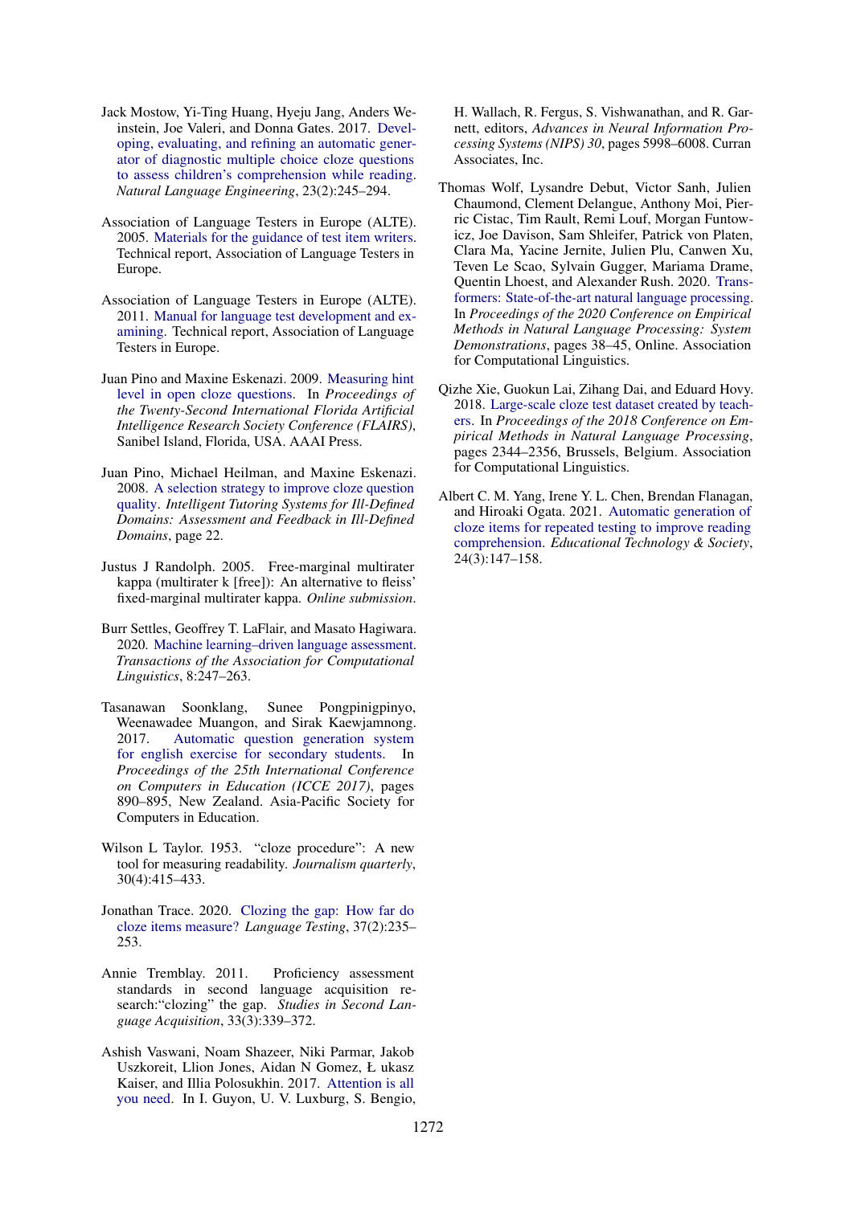Jack Mostow, Yi-Ting Huang, Hyeju Jang, Anders Weinstein, Joe Valeri, and Donna Gates. 2017. Developing, evaluating, and refining an automatic generator of diagnostic multiple choice cloze questions to assess children's comprehension while reading. *Natural Language Engineering*, 23(2):245–294.

Association of Language Testers in Europe (ALTE). 2005. Materials for the guidance of test item writers. Technical report, Association of Language Testers in Europe.

Association of Language Testers in Europe (ALTE). 2011. Manual for language test development and examining. Technical report, Association of Language Testers in Europe.

Juan Pino and Maxine Eskenazi. 2009. Measuring hint level in open cloze questions. In *Proceedings of the Twenty-Second International Florida Artificial Intelligence Research Society Conference (FLAIRS)*, Sanibel Island, Florida, USA. AAAI Press.

Juan Pino, Michael Heilman, and Maxine Eskenazi. 2008. A selection strategy to improve cloze question quality. *Intelligent Tutoring Systems for Ill-Defined Domains: Assessment and Feedback in Ill-Defined Domains*, page 22.

Justus J Randolph. 2005. Free-marginal multirater kappa (multirater k [free]): An alternative to fleiss' fixed-marginal multirater kappa. *Online submission*.

Burr Settles, Geoffrey T. LaFlair, and Masato Hagiwara. 2020. Machine learning–driven language assessment. *Transactions of the Association for Computational Linguistics*, 8:247–263.

Tasanawan Soonklang, Sunee Pongpinigpinyo, Weenawadee Muangon, and Sirak Kaewjamnong. 2017. Automatic question generation system for english exercise for secondary students. In *Proceedings of the 25th International Conference on Computers in Education (ICCE 2017)*, pages 890–895, New Zealand. Asia-Pacific Society for Computers in Education.

Wilson L Taylor. 1953. "cloze procedure": A new tool for measuring readability. *Journalism quarterly*, 30(4):415–433.

Jonathan Trace. 2020. Clozing the gap: How far do cloze items measure? *Language Testing*, 37(2):235–253.

Annie Tremblay. 2011. Proficiency assessment standards in second language acquisition research:"clozing" the gap. *Studies in Second Language Acquisition*, 33(3):339–372.

Ashish Vaswani, Noam Shazeer, Niki Parmar, Jakob Uszkoreit, Llion Jones, Aidan N Gomez, Ł ukasz Kaiser, and Illia Polosukhin. 2017. Attention is all you need. In I. Guyon, U. V. Luxburg, S. Bengio, H. Wallach, R. Fergus, S. Vishwanathan, and R. Garnett, editors, *Advances in Neural Information Processing Systems (NIPS) 30*, pages 5998–6008. Curran Associates, Inc.

Thomas Wolf, Lysandre Debut, Victor Sanh, Julien Chaumond, Clement Delangue, Anthony Moi, Pierric Cistac, Tim Rault, Remi Louf, Morgan Funtowicz, Joe Davison, Sam Shleifer, Patrick von Platen, Clara Ma, Yacine Jernite, Julien Plu, Canwen Xu, Teven Le Scao, Sylvain Gugger, Mariama Drame, Quentin Lhoest, and Alexander Rush. 2020. Transformers: State-of-the-art natural language processing. In *Proceedings of the 2020 Conference on Empirical Methods in Natural Language Processing: System Demonstrations*, pages 38–45, Online. Association for Computational Linguistics.

Qizhe Xie, Guokun Lai, Zihang Dai, and Eduard Hovy. 2018. Large-scale cloze test dataset created by teachers. In *Proceedings of the 2018 Conference on Empirical Methods in Natural Language Processing*, pages 2344–2356, Brussels, Belgium. Association for Computational Linguistics.

Albert C. M. Yang, Irene Y. L. Chen, Brendan Flanagan, and Hiroaki Ogata. 2021. Automatic generation of cloze items for repeated testing to improve reading comprehension. *Educational Technology & Society*, 24(3):147–158.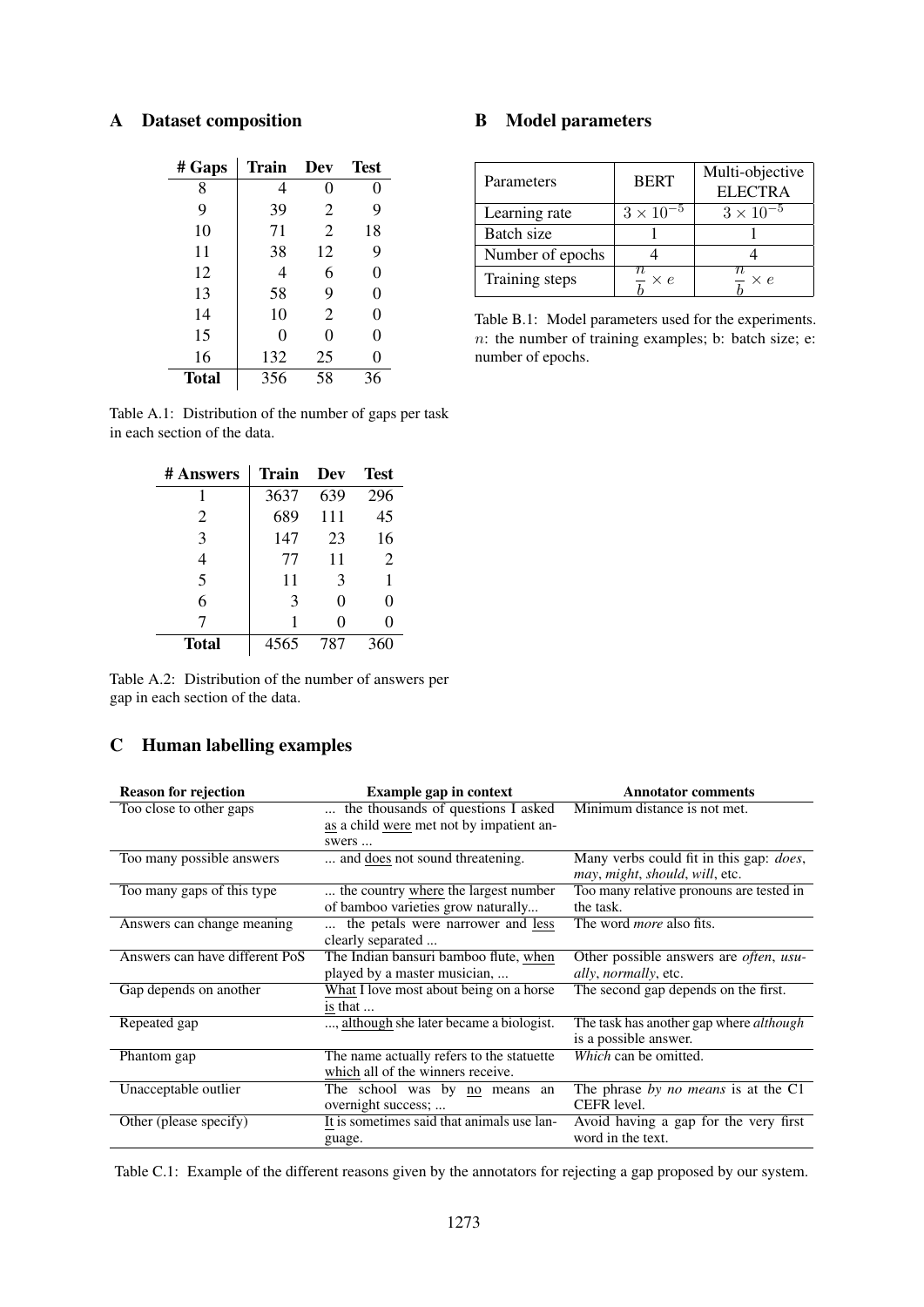## A Dataset composition

| # Gaps | Train | Dev | Test |
|---|---|---|---|
| 8 | 4 | 0 | 0 |
| 9 | 39 | 2 | 9 |
| 10 | 71 | 2 | 18 |
| 11 | 38 | 12 | 9 |
| 12 | 4 | 6 | 0 |
| 13 | 58 | 9 | 0 |
| 14 | 10 | 2 | 0 |
| 15 | 0 | 0 | 0 |
| 16 | 132 | 25 | 0 |
| **Total** | 356 | 58 | 36 |

Table A.1: Distribution of the number of gaps per task in each section of the data.

| # Answers | Train | Dev | Test |
|---|---|---|---|
| 1 | 3637 | 639 | 296 |
| 2 | 689 | 111 | 45 |
| 3 | 147 | 23 | 16 |
| 4 | 77 | 11 | 2 |
| 5 | 11 | 3 | 1 |
| 6 | 3 | 0 | 0 |
| 7 | 1 | 0 | 0 |
| **Total** | 4565 | 787 | 360 |

Table A.2: Distribution of the number of answers per gap in each section of the data.

## B Model parameters

| Parameters | BERT | Multi-objective ELECTRA |
|---|---|---|
| Learning rate | $3 \times 10^{-5}$ | $3 \times 10^{-5}$ |
| Batch size | 1 | 1 |
| Number of epochs | 4 | 4 |
| Training steps | $\frac{n}{b} \times e$ | $\frac{n}{b} \times e$ |

Table B.1: Model parameters used for the experiments. $n$: the number of training examples; b: batch size; e: number of epochs.

## C Human labelling examples

| Reason for rejection | Example gap in context | Annotator comments |
|---|---|---|
| Too close to other gaps | ... the thousands of questions I asked <u>as</u> a child <u>were</u> met not by impatient answers ... | Minimum distance is not met. |
| Too many possible answers | ... and <u>does</u> not sound threatening. | Many verbs could fit in this gap: *does*, *may*, *might*, *should*, *will*, etc. |
| Too many gaps of this type | ... the country <u>where</u> the largest number of bamboo varieties grow naturally... | Too many relative pronouns are tested in the task. |
| Answers can change meaning | ... the petals were narrower and <u>less</u> clearly separated ... | The word *more* also fits. |
| Answers can have different PoS | The Indian bansuri bamboo flute, <u>when</u> played by a master musician, ... | Other possible answers are *often*, *usually*, *normally*, etc. |
| Gap depends on another | <u>What</u> I love most about being on a horse <u>is</u> that ... | The second gap depends on the first. |
| Repeated gap | ..., <u>although</u> she later became a biologist. | The task has another gap where *although* is a possible answer. |
| Phantom gap | The name actually refers to the statuette <u>which</u> all of the winners receive. | *Which* can be omitted. |
| Unacceptable outlier | The school was by <u>no</u> means an overnight success; ... | The phrase *by no means* is at the C1 CEFR level. |
| Other (please specify) | <u>It</u> is sometimes said that animals use language. | Avoid having a gap for the very first word in the text. |

Table C.1: Example of the different reasons given by the annotators for rejecting a gap proposed by our system.